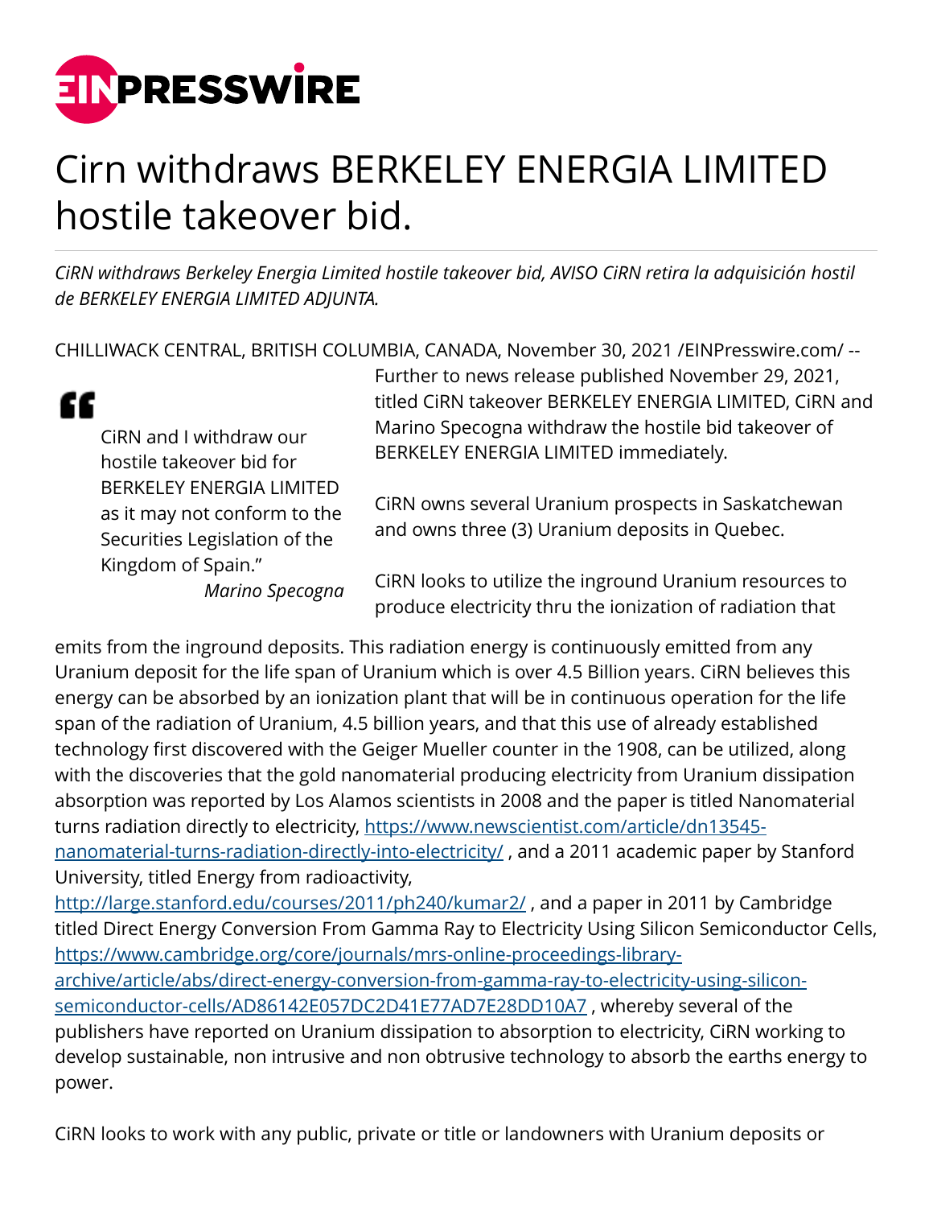# Cirn withdraws BERKELEY ENERGIA LIMITED hostile takeover bid.

*CiRN withdraws Berkeley Energia Limited hostile takeover bid, AVISO CiRN retira la adquisición hostil de BERKELEY ENERGIA LIMITED ADJUNTA.*

CHILLIWACK CENTRAL, BRITISH COLUMBIA, CANADA, November 30, 2021 /EINPresswire.com/ --

> "CiRN and I withdraw our hostile takeover bid for BERKELEY ENERGIA LIMITED as it may not conform to the Securities Legislation of the Kingdom of Spain."
>
> *Marino Specogna*

Further to news release published November 29, 2021, titled CiRN takeover BERKELEY ENERGIA LIMITED, CiRN and Marino Specogna withdraw the hostile bid takeover of BERKELEY ENERGIA LIMITED immediately.

CiRN owns several Uranium prospects in Saskatchewan and owns three (3) Uranium deposits in Quebec.

CiRN looks to utilize the inground Uranium resources to produce electricity thru the ionization of radiation that emits from the inground deposits. This radiation energy is continuously emitted from any Uranium deposit for the life span of Uranium which is over 4.5 Billion years. CiRN believes this energy can be absorbed by an ionization plant that will be in continuous operation for the life span of the radiation of Uranium, 4.5 billion years, and that this use of already established technology first discovered with the Geiger Mueller counter in the 1908, can be utilized, along with the discoveries that the gold nanomaterial producing electricity from Uranium dissipation absorption was reported by Los Alamos scientists in 2008 and the paper is titled Nanomaterial turns radiation directly to electricity, https://www.newscientist.com/article/dn13545-nanomaterial-turns-radiation-directly-into-electricity/ , and a 2011 academic paper by Stanford University, titled Energy from radioactivity, http://large.stanford.edu/courses/2011/ph240/kumar2/ , and a paper in 2011 by Cambridge titled Direct Energy Conversion From Gamma Ray to Electricity Using Silicon Semiconductor Cells, https://www.cambridge.org/core/journals/mrs-online-proceedings-library-archive/article/abs/direct-energy-conversion-from-gamma-ray-to-electricity-using-silicon-semiconductor-cells/AD86142E057DC2D41E77AD7E28DD10A7 , whereby several of the publishers have reported on Uranium dissipation to absorption to electricity, CiRN working to develop sustainable, non intrusive and non obtrusive technology to absorb the earths energy to power.

CiRN looks to work with any public, private or title or landowners with Uranium deposits or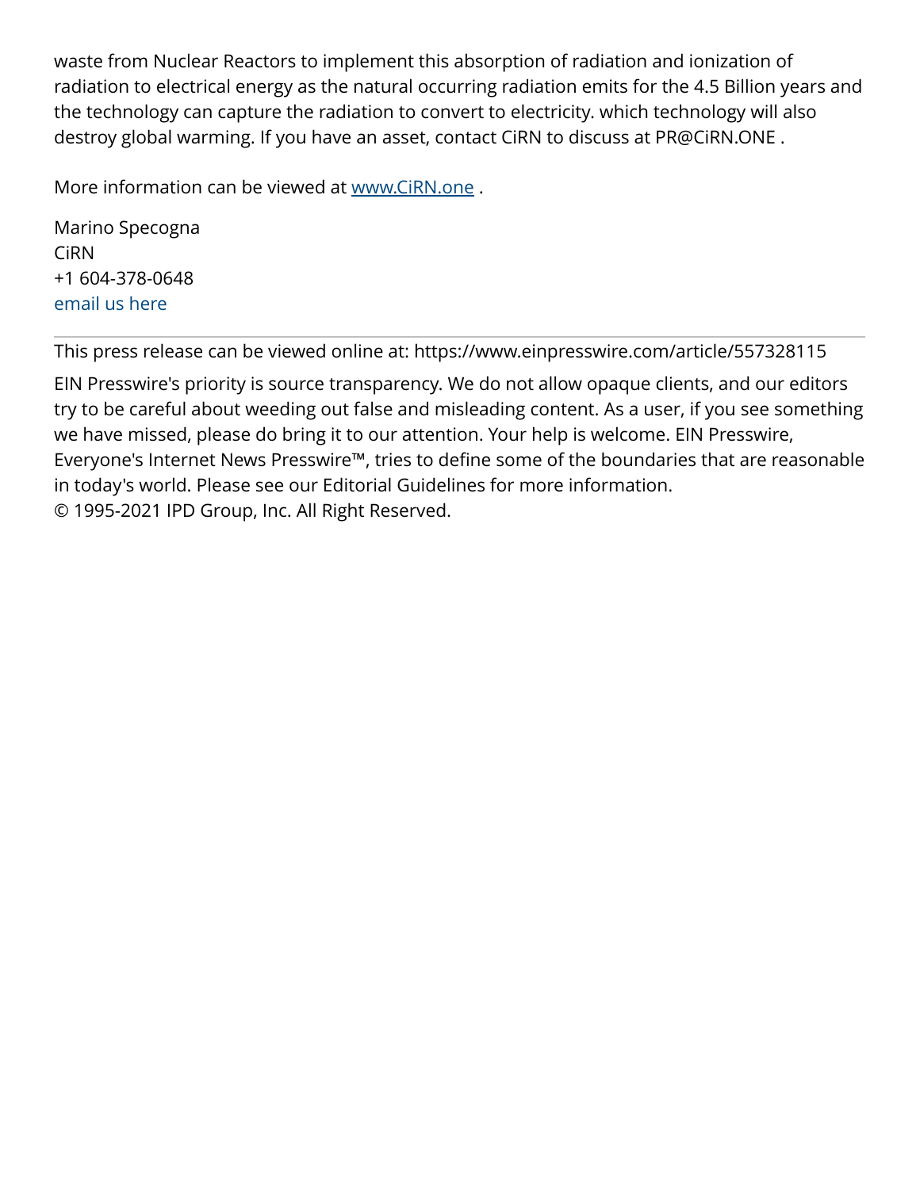waste from Nuclear Reactors to implement this absorption of radiation and ionization of radiation to electrical energy as the natural occurring radiation emits for the 4.5 Billion years and the technology can capture the radiation to convert to electricity. which technology will also destroy global warming. If you have an asset, contact CiRN to discuss at PR@CiRN.ONE .

More information can be viewed at [www.CiRN.one](http://www.CiRN.one) .

Marino Specogna
CiRN
+1 604-378-0648
email us here

---

This press release can be viewed online at: https://www.einpresswire.com/article/557328115

EIN Presswire's priority is source transparency. We do not allow opaque clients, and our editors try to be careful about weeding out false and misleading content. As a user, if you see something we have missed, please do bring it to our attention. Your help is welcome. EIN Presswire, Everyone's Internet News Presswire™, tries to define some of the boundaries that are reasonable in today's world. Please see our Editorial Guidelines for more information.
© 1995-2021 IPD Group, Inc. All Right Reserved.